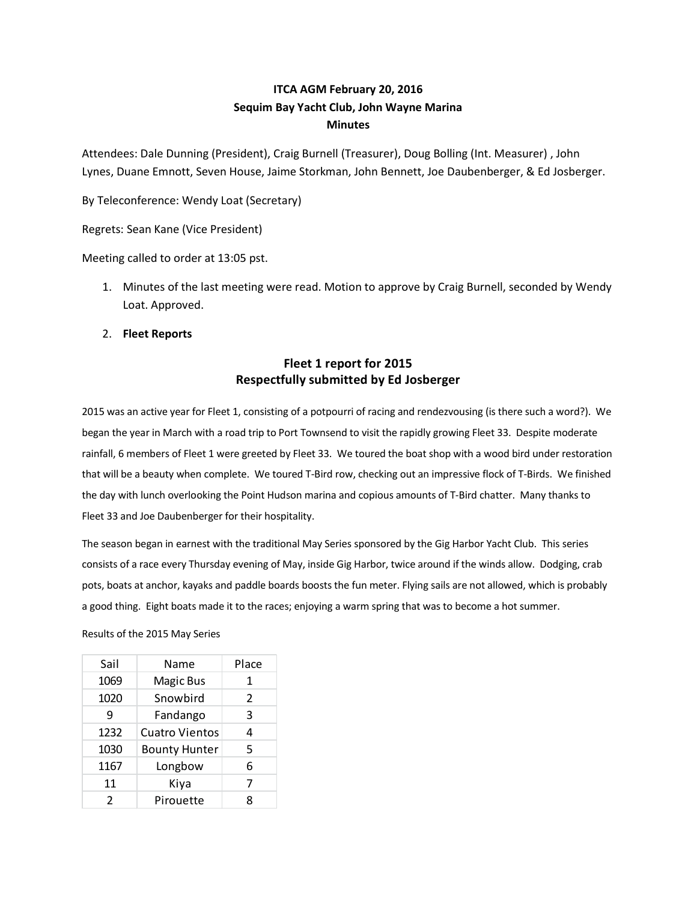# ITCA AGM February 20, 2016
## Sequim Bay Yacht Club, John Wayne Marina
## Minutes

Attendees: Dale Dunning (President), Craig Burnell (Treasurer), Doug Bolling (Int. Measurer) , John Lynes, Duane Emnott, Seven House, Jaime Storkman, John Bennett, Joe Daubenberger, & Ed Josberger.

By Teleconference: Wendy Loat (Secretary)

Regrets: Sean Kane (Vice President)

Meeting called to order at 13:05 pst.

1. Minutes of the last meeting were read. Motion to approve by Craig Burnell, seconded by Wendy Loat. Approved.
2. **Fleet Reports**

## Fleet 1 report for 2015
## Respectfully submitted by Ed Josberger

2015 was an active year for Fleet 1, consisting of a potpourri of racing and rendezvousing (is there such a word?). We began the year in March with a road trip to Port Townsend to visit the rapidly growing Fleet 33. Despite moderate rainfall, 6 members of Fleet 1 were greeted by Fleet 33. We toured the boat shop with a wood bird under restoration that will be a beauty when complete. We toured T-Bird row, checking out an impressive flock of T-Birds. We finished the day with lunch overlooking the Point Hudson marina and copious amounts of T-Bird chatter. Many thanks to Fleet 33 and Joe Daubenberger for their hospitality.

The season began in earnest with the traditional May Series sponsored by the Gig Harbor Yacht Club. This series consists of a race every Thursday evening of May, inside Gig Harbor, twice around if the winds allow. Dodging, crab pots, boats at anchor, kayaks and paddle boards boosts the fun meter. Flying sails are not allowed, which is probably a good thing. Eight boats made it to the races; enjoying a warm spring that was to become a hot summer.

Results of the 2015 May Series

| Sail | Name | Place |
|---|---|---|
| 1069 | Magic Bus | 1 |
| 1020 | Snowbird | 2 |
| 9 | Fandango | 3 |
| 1232 | Cuatro Vientos | 4 |
| 1030 | Bounty Hunter | 5 |
| 1167 | Longbow | 6 |
| 11 | Kiya | 7 |
| 2 | Pirouette | 8 |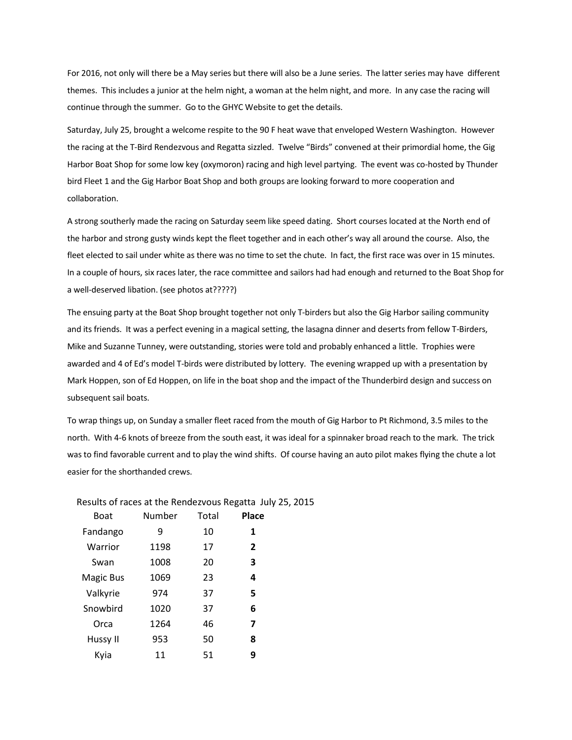For 2016, not only will there be a May series but there will also be a June series. The latter series may have different themes. This includes a junior at the helm night, a woman at the helm night, and more. In any case the racing will continue through the summer. Go to the GHYC Website to get the details.

Saturday, July 25, brought a welcome respite to the 90 F heat wave that enveloped Western Washington. However the racing at the T-Bird Rendezvous and Regatta sizzled. Twelve "Birds" convened at their primordial home, the Gig Harbor Boat Shop for some low key (oxymoron) racing and high level partying. The event was co-hosted by Thunder bird Fleet 1 and the Gig Harbor Boat Shop and both groups are looking forward to more cooperation and collaboration.

A strong southerly made the racing on Saturday seem like speed dating. Short courses located at the North end of the harbor and strong gusty winds kept the fleet together and in each other's way all around the course. Also, the fleet elected to sail under white as there was no time to set the chute. In fact, the first race was over in 15 minutes. In a couple of hours, six races later, the race committee and sailors had had enough and returned to the Boat Shop for a well-deserved libation. (see photos at?????)

The ensuing party at the Boat Shop brought together not only T-birders but also the Gig Harbor sailing community and its friends. It was a perfect evening in a magical setting, the lasagna dinner and deserts from fellow T-Birders, Mike and Suzanne Tunney, were outstanding, stories were told and probably enhanced a little. Trophies were awarded and 4 of Ed's model T-birds were distributed by lottery. The evening wrapped up with a presentation by Mark Hoppen, son of Ed Hoppen, on life in the boat shop and the impact of the Thunderbird design and success on subsequent sail boats.

To wrap things up, on Sunday a smaller fleet raced from the mouth of Gig Harbor to Pt Richmond, 3.5 miles to the north. With 4-6 knots of breeze from the south east, it was ideal for a spinnaker broad reach to the mark. The trick was to find favorable current and to play the wind shifts. Of course having an auto pilot makes flying the chute a lot easier for the shorthanded crews.

Results of races at the Rendezvous Regatta July 25, 2015

| Boat | Number | Total | **Place** |
|---|---|---|---|
| Fandango | 9 | 10 | **1** |
| Warrior | 1198 | 17 | **2** |
| Swan | 1008 | 20 | **3** |
| Magic Bus | 1069 | 23 | **4** |
| Valkyrie | 974 | 37 | **5** |
| Snowbird | 1020 | 37 | **6** |
| Orca | 1264 | 46 | **7** |
| Hussy II | 953 | 50 | **8** |
| Kyia | 11 | 51 | **9** |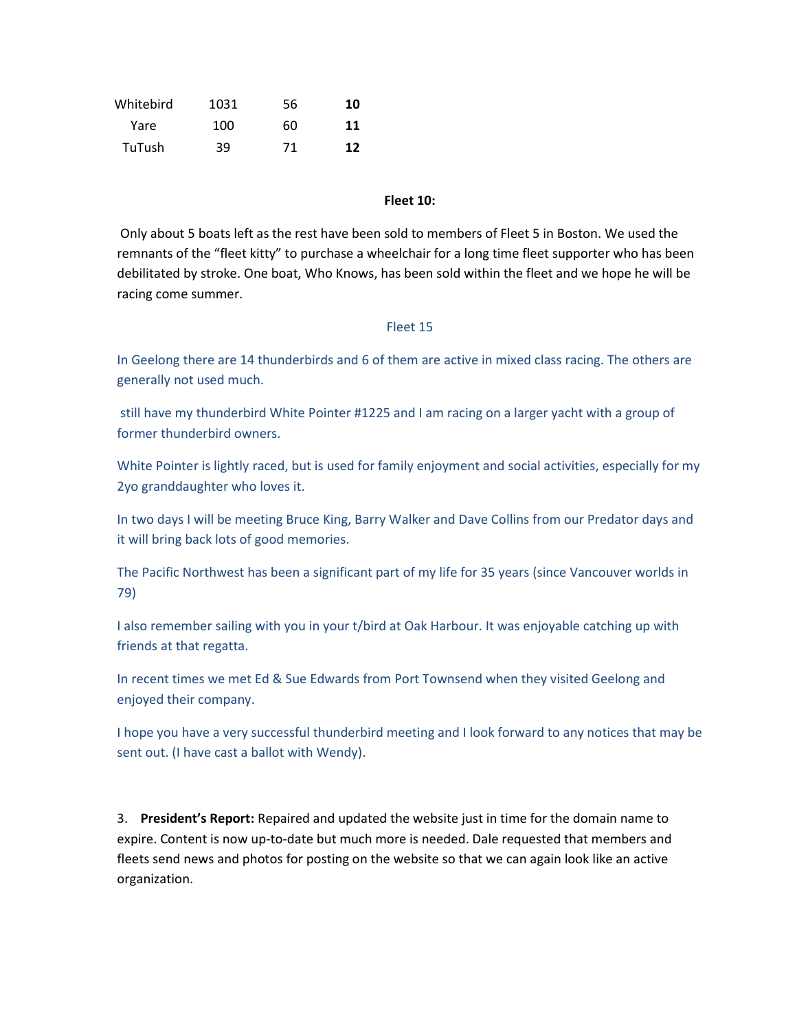| Whitebird | 1031 | 56 | **10** |
|---|---|---|---|
| Yare | 100 | 60 | **11** |
| TuTush | 39 | 71 | **12** |

**Fleet 10:**

Only about 5 boats left as the rest have been sold to members of Fleet 5 in Boston. We used the remnants of the "fleet kitty" to purchase a wheelchair for a long time fleet supporter who has been debilitated by stroke. One boat, Who Knows, has been sold within the fleet and we hope he will be racing come summer.

Fleet 15

In Geelong there are 14 thunderbirds and 6 of them are active in mixed class racing. The others are generally not used much.

still have my thunderbird White Pointer #1225 and I am racing on a larger yacht with a group of former thunderbird owners.

White Pointer is lightly raced, but is used for family enjoyment and social activities, especially for my 2yo granddaughter who loves it.

In two days I will be meeting Bruce King, Barry Walker and Dave Collins from our Predator days and it will bring back lots of good memories.

The Pacific Northwest has been a significant part of my life for 35 years (since Vancouver worlds in 79)

I also remember sailing with you in your t/bird at Oak Harbour. It was enjoyable catching up with friends at that regatta.

In recent times we met Ed & Sue Edwards from Port Townsend when they visited Geelong and enjoyed their company.

I hope you have a very successful thunderbird meeting and I look forward to any notices that may be sent out. (I have cast a ballot with Wendy).

3. **President's Report:** Repaired and updated the website just in time for the domain name to expire. Content is now up-to-date but much more is needed. Dale requested that members and fleets send news and photos for posting on the website so that we can again look like an active organization.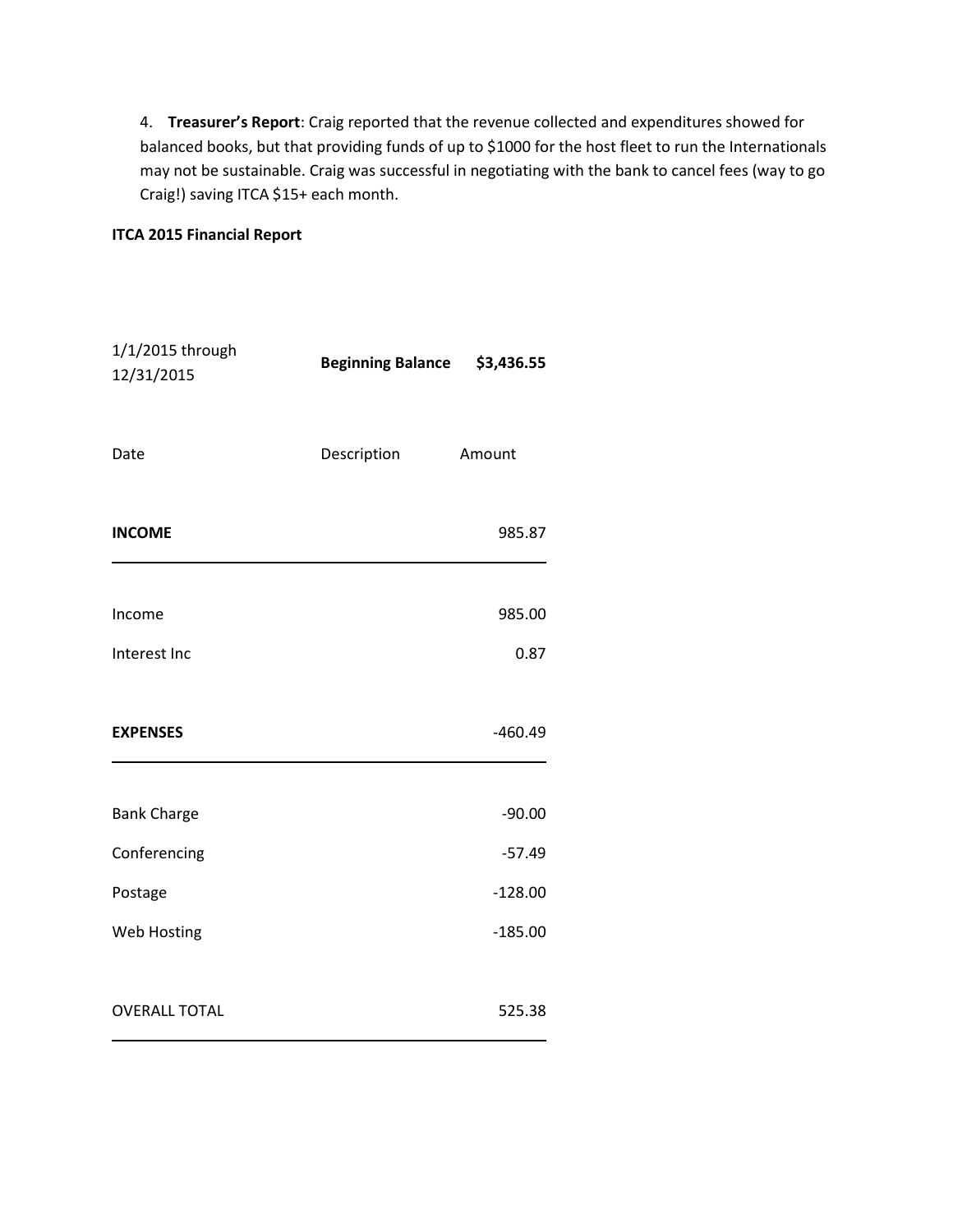4. **Treasurer's Report**: Craig reported that the revenue collected and expenditures showed for balanced books, but that providing funds of up to $1000 for the host fleet to run the Internationals may not be sustainable. Craig was successful in negotiating with the bank to cancel fees (way to go Craig!) saving ITCA $15+ each month.

**ITCA 2015 Financial Report**

| 1/1/2015 through 12/31/2015 | **Beginning Balance** | **$3,436.55** |
|---|---|---|
| Date | Description | Amount |
| **INCOME** | | 985.87 |
| Income | | 985.00 |
| Interest Inc | | 0.87 |
| **EXPENSES** | | -460.49 |
| Bank Charge | | -90.00 |
| Conferencing | | -57.49 |
| Postage | | -128.00 |
| Web Hosting | | -185.00 |
| OVERALL TOTAL | | 525.38 |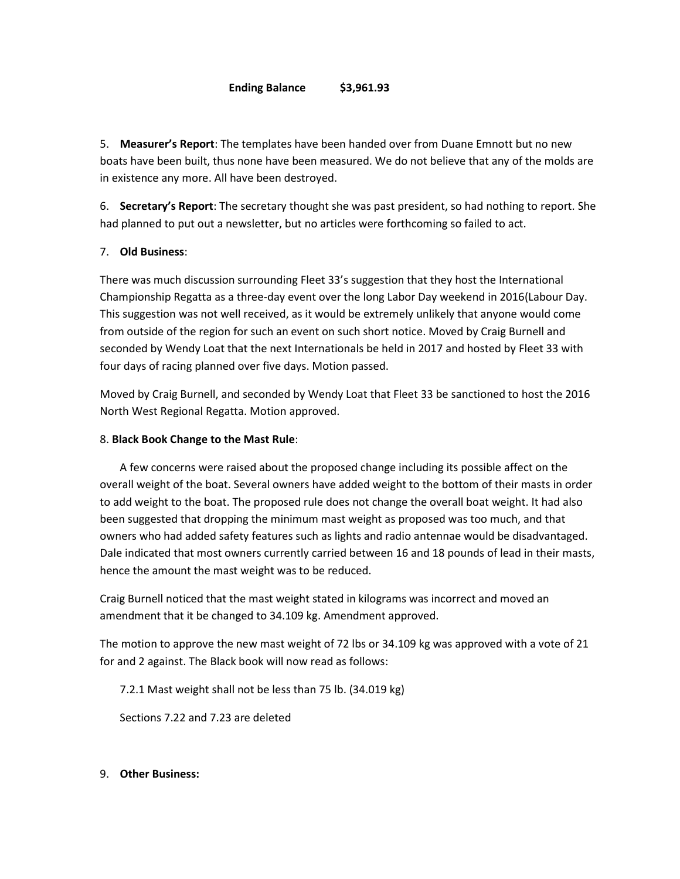**Ending Balance $3,961.93**

5. **Measurer's Report**: The templates have been handed over from Duane Emnott but no new boats have been built, thus none have been measured. We do not believe that any of the molds are in existence any more. All have been destroyed.

6. **Secretary's Report**: The secretary thought she was past president, so had nothing to report. She had planned to put out a newsletter, but no articles were forthcoming so failed to act.

7. **Old Business**:

There was much discussion surrounding Fleet 33's suggestion that they host the International Championship Regatta as a three-day event over the long Labor Day weekend in 2016(Labour Day. This suggestion was not well received, as it would be extremely unlikely that anyone would come from outside of the region for such an event on such short notice. Moved by Craig Burnell and seconded by Wendy Loat that the next Internationals be held in 2017 and hosted by Fleet 33 with four days of racing planned over five days. Motion passed.

Moved by Craig Burnell, and seconded by Wendy Loat that Fleet 33 be sanctioned to host the 2016 North West Regional Regatta. Motion approved.

8. **Black Book Change to the Mast Rule**:

A few concerns were raised about the proposed change including its possible affect on the overall weight of the boat. Several owners have added weight to the bottom of their masts in order to add weight to the boat. The proposed rule does not change the overall boat weight. It had also been suggested that dropping the minimum mast weight as proposed was too much, and that owners who had added safety features such as lights and radio antennae would be disadvantaged. Dale indicated that most owners currently carried between 16 and 18 pounds of lead in their masts, hence the amount the mast weight was to be reduced.

Craig Burnell noticed that the mast weight stated in kilograms was incorrect and moved an amendment that it be changed to 34.109 kg. Amendment approved.

The motion to approve the new mast weight of 72 lbs or 34.109 kg was approved with a vote of 21 for and 2 against. The Black book will now read as follows:

7.2.1 Mast weight shall not be less than 75 lb. (34.019 kg)

Sections 7.22 and 7.23 are deleted

9. **Other Business:**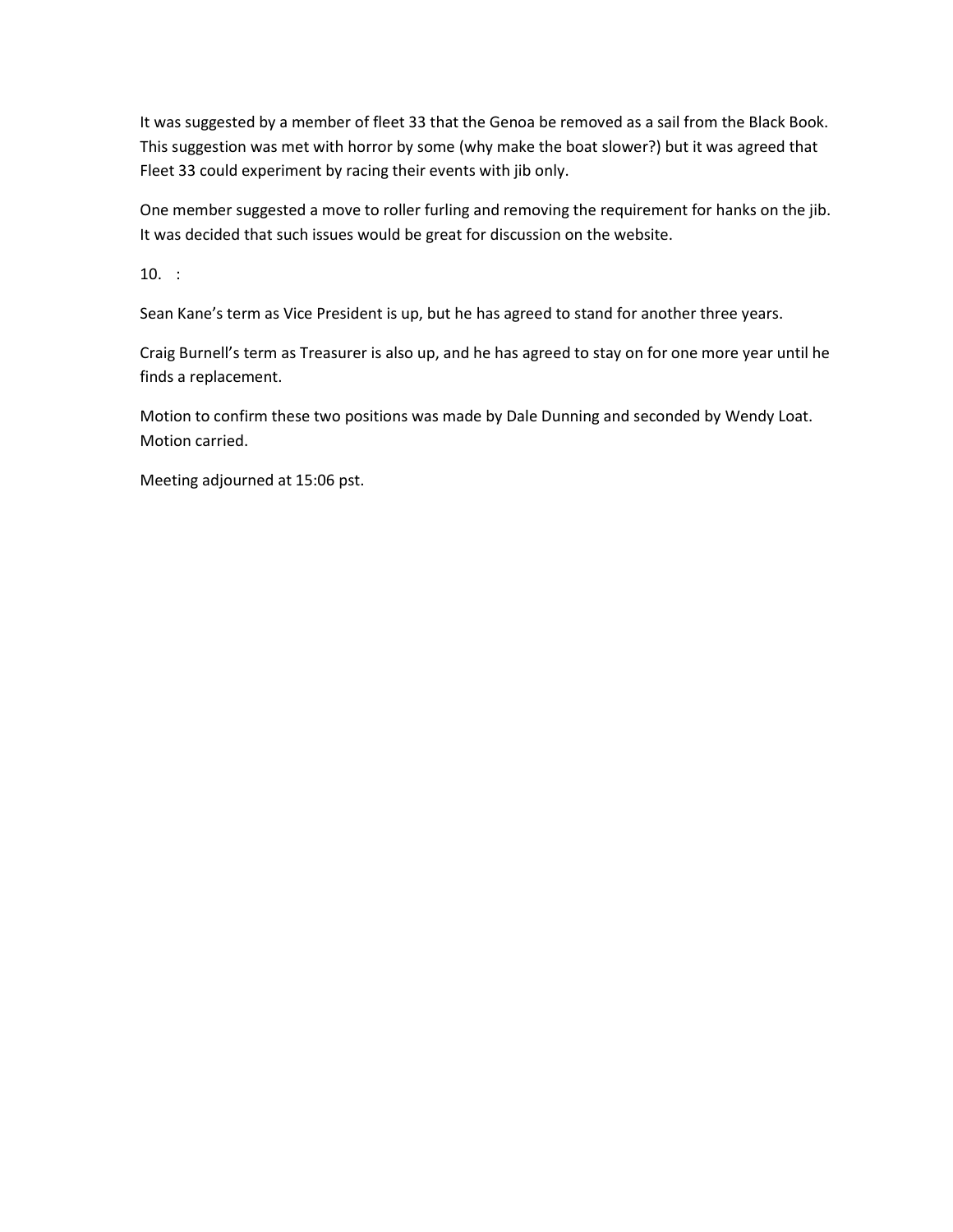It was suggested by a member of fleet 33 that the Genoa be removed as a sail from the Black Book. This suggestion was met with horror by some (why make the boat slower?) but it was agreed that Fleet 33 could experiment by racing their events with jib only.

One member suggested a move to roller furling and removing the requirement for hanks on the jib. It was decided that such issues would be great for discussion on the website.

10. :

Sean Kane's term as Vice President is up, but he has agreed to stand for another three years.

Craig Burnell's term as Treasurer is also up, and he has agreed to stay on for one more year until he finds a replacement.

Motion to confirm these two positions was made by Dale Dunning and seconded by Wendy Loat. Motion carried.

Meeting adjourned at 15:06 pst.